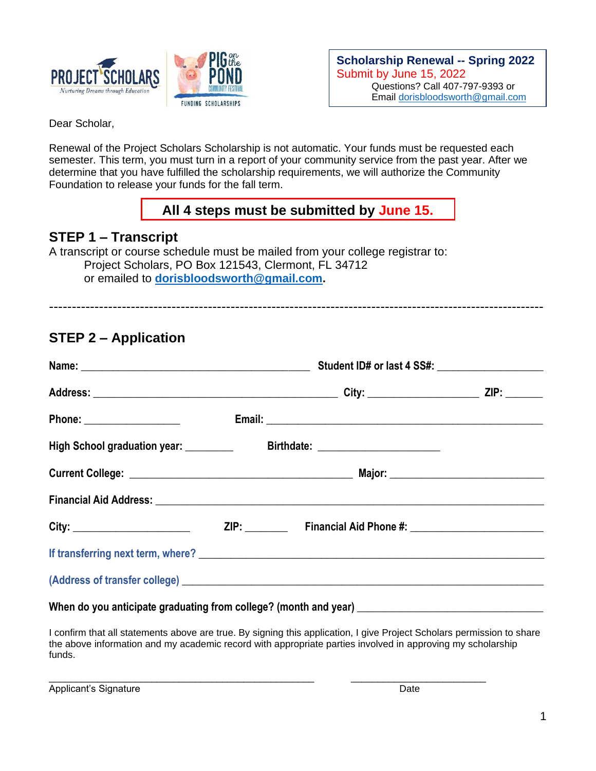PROJECT SCHOLARS
Nurturing Dreams through Education

PIG on the POND
COMMUNITY FESTIVAL
FUNDING SCHOLARSHIPS

**Scholarship Renewal -- Spring 2022**
Submit by June 15, 2022
Questions? Call 407-797-9393 or
Email dorisbloodsworth@gmail.com

Dear Scholar,

Renewal of the Project Scholars Scholarship is not automatic. Your funds must be requested each semester. This term, you must turn in a report of your community service from the past year. After we determine that you have fulfilled the scholarship requirements, we will authorize the Community Foundation to release your funds for the fall term.

**All 4 steps must be submitted by June 15.**

## STEP 1 – Transcript

A transcript or course schedule must be mailed from your college registrar to:

Project Scholars, PO Box 121543, Clermont, FL 34712
or emailed to **dorisbloodsworth@gmail.com**.

---

## STEP 2 – Application

**Name:** ________________________________________ **Student ID# or last 4 SS#:** __________________

**Address:** ____________________________________________ **City:** ___________________ **ZIP:** ______

**Phone:** _________________ **Email:** ________________________________________________

**High School graduation year:** ________ **Birthdate:** _____________________

**Current College:** ________________________________________ **Major:** ___________________________

**Financial Aid Address:** ______________________________________________________________________

**City:** _____________________ **ZIP:** ________ **Financial Aid Phone #:** _______________________

**If transferring next term, where?** ___________________________________________________________

**(Address of transfer college)** _______________________________________________________________

**When do you anticipate graduating from college? (month and year)** _______________________________

I confirm that all statements above are true. By signing this application, I give Project Scholars permission to share the above information and my academic record with appropriate parties involved in approving my scholarship funds.

_______________________________________________ ________________________

Applicant's Signature Date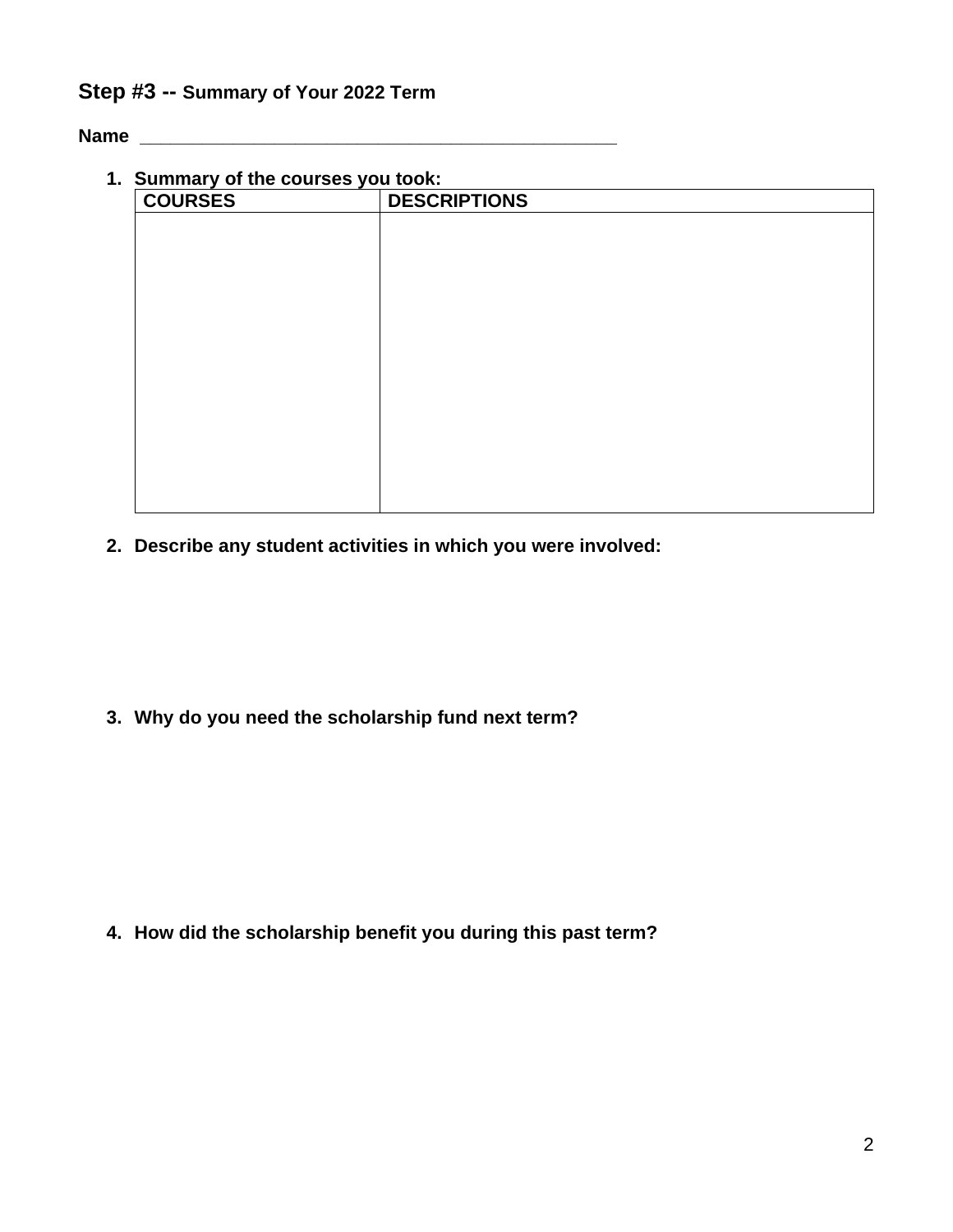## Step #3 -- Summary of Your 2022 Term

**Name** ______________________________________________

1. **Summary of the courses you took:**

| COURSES | DESCRIPTIONS |
| --- | --- |
| | |

2. **Describe any student activities in which you were involved:**

3. **Why do you need the scholarship fund next term?**

4. **How did the scholarship benefit you during this past term?**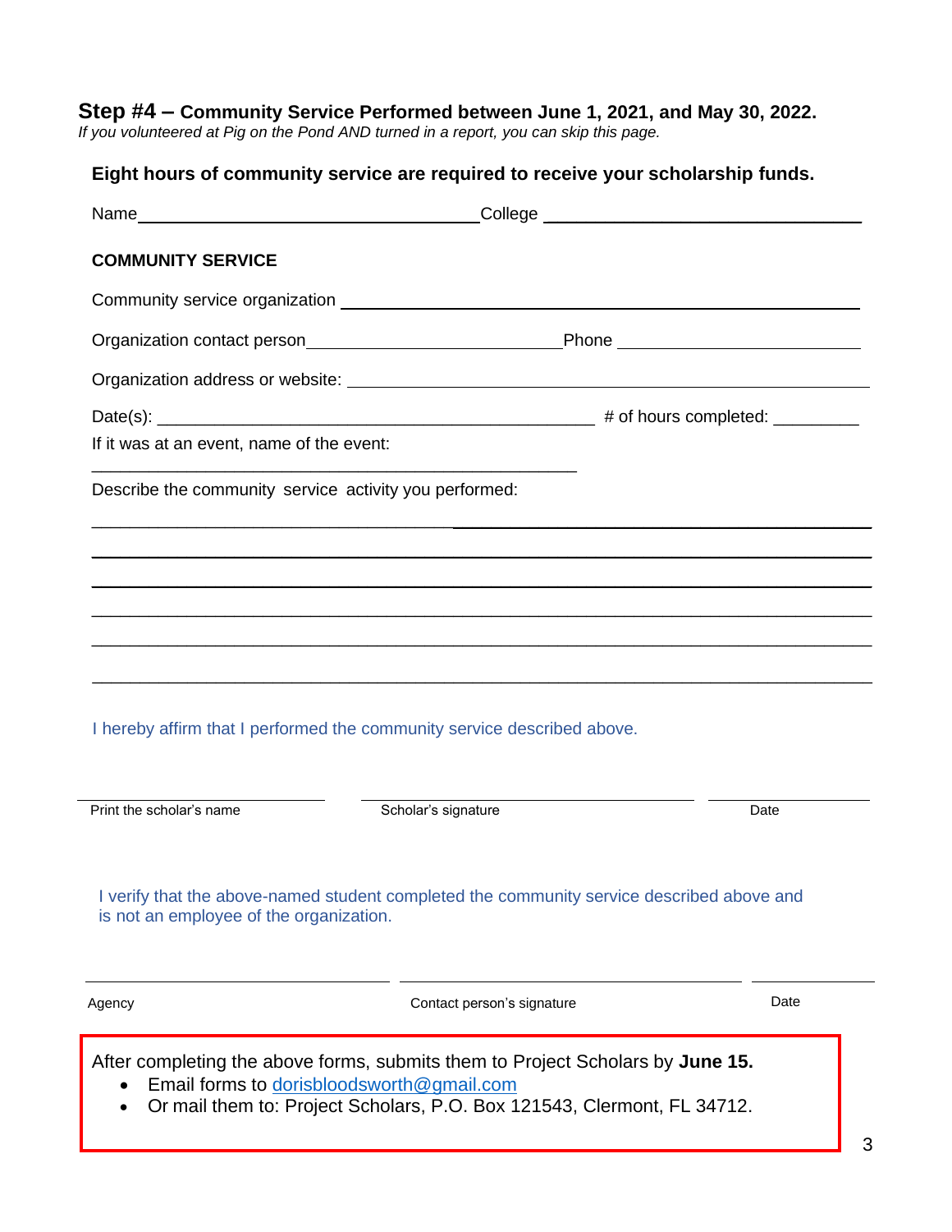## Step #4 – Community Service Performed between June 1, 2021, and May 30, 2022.

*If you volunteered at Pig on the Pond AND turned in a report, you can skip this page.*

**Eight hours of community service are required to receive your scholarship funds.**

Name_______________________________ College _______________________________

**COMMUNITY SERVICE**

Community service organization _______________________________________________

Organization contact person_______________________ Phone ___________________

Organization address or website: ________________________________________________

Date(s): ________________________________________ # of hours completed: ________

If it was at an event, name of the event:

_____________________________________________

Describe the community service activity you performed:

_______________________________________________________________________

_______________________________________________________________________

_______________________________________________________________________

_______________________________________________________________________

_______________________________________________________________________

_______________________________________________________________________

I hereby affirm that I performed the community service described above.

______________________ ______________________________ ______________

Print the scholar's name | Scholar's signature | Date

I verify that the above-named student completed the community service described above and is not an employee of the organization.

______________________ ______________________________ ______________

Agency | Contact person's signature | Date

After completing the above forms, submits them to Project Scholars by **June 15.**

- Email forms to dorisbloodsworth@gmail.com
- Or mail them to: Project Scholars, P.O. Box 121543, Clermont, FL 34712.